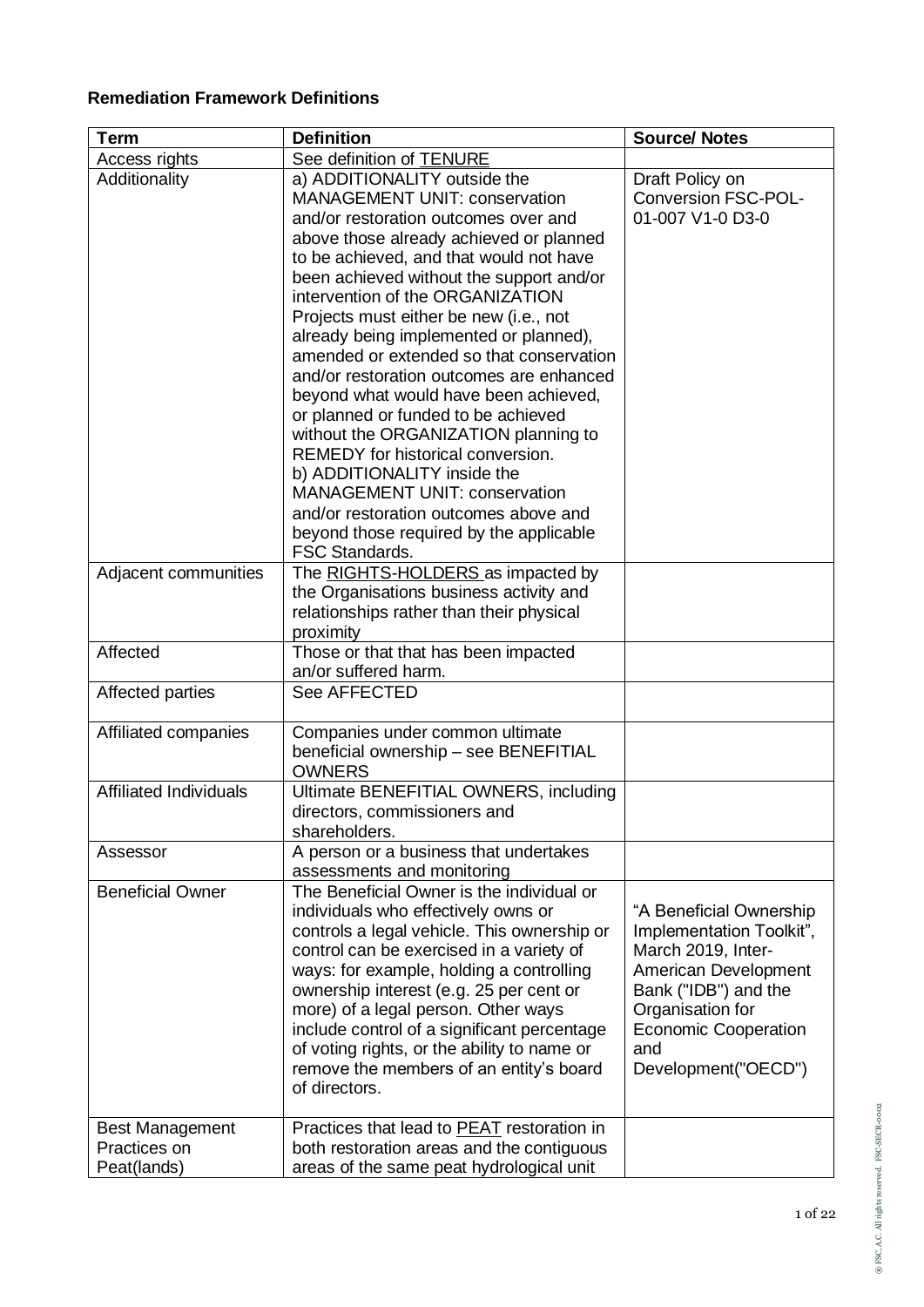**Remediation Framework Definitions**

| Term | Definition | Source/ Notes |
|---|---|---|
| Access rights | See definition of TENURE | |
| Additionality | a) ADDITIONALITY outside the MANAGEMENT UNIT: conservation and/or restoration outcomes over and above those already achieved or planned to be achieved, and that would not have been achieved without the support and/or intervention of the ORGANIZATION Projects must either be new (i.e., not already being implemented or planned), amended or extended so that conservation and/or restoration outcomes are enhanced beyond what would have been achieved, or planned or funded to be achieved without the ORGANIZATION planning to REMEDY for historical conversion.<br>b) ADDITIONALITY inside the MANAGEMENT UNIT: conservation and/or restoration outcomes above and beyond those required by the applicable FSC Standards. | Draft Policy on Conversion FSC-POL-01-007 V1-0 D3-0 |
| Adjacent communities | The RIGHTS-HOLDERS as impacted by the Organisations business activity and relationships rather than their physical proximity | |
| Affected | Those or that that has been impacted an/or suffered harm. | |
| Affected parties | See AFFECTED | |
| Affiliated companies | Companies under common ultimate beneficial ownership – see BENEFITIAL OWNERS | |
| Affiliated Individuals | Ultimate BENEFITIAL OWNERS, including directors, commissioners and shareholders. | |
| Assessor | A person or a business that undertakes assessments and monitoring | |
| Beneficial Owner | The Beneficial Owner is the individual or individuals who effectively owns or controls a legal vehicle. This ownership or control can be exercised in a variety of ways: for example, holding a controlling ownership interest (e.g. 25 per cent or more) of a legal person. Other ways include control of a significant percentage of voting rights, or the ability to name or remove the members of an entity's board of directors. | "A Beneficial Ownership Implementation Toolkit", March 2019, Inter-American Development Bank ("IDB") and the Organisation for Economic Cooperation and Development("OECD") |
| Best Management Practices on Peat(lands) | Practices that lead to PEAT restoration in both restoration areas and the contiguous areas of the same peat hydrological unit | |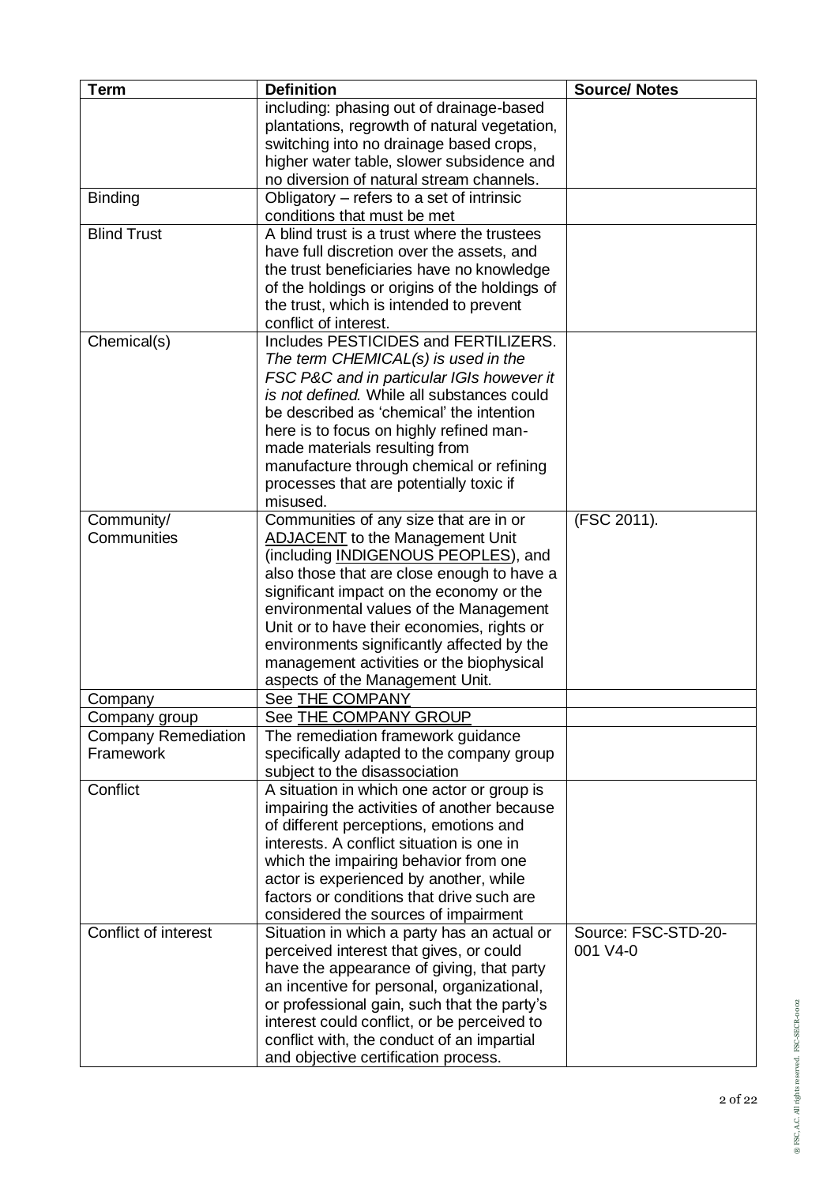| Term | Definition | Source/ Notes |
|---|---|---|
| | including: phasing out of drainage-based plantations, regrowth of natural vegetation, switching into no drainage based crops, higher water table, slower subsidence and no diversion of natural stream channels. | |
| Binding | Obligatory – refers to a set of intrinsic conditions that must be met | |
| Blind Trust | A blind trust is a trust where the trustees have full discretion over the assets, and the trust beneficiaries have no knowledge of the holdings or origins of the holdings of the trust, which is intended to prevent conflict of interest. | |
| Chemical(s) | Includes PESTICIDES and FERTILIZERS. *The term CHEMICAL(s) is used in the FSC P&C and in particular IGIs however it is not defined.* While all substances could be described as 'chemical' the intention here is to focus on highly refined man-made materials resulting from manufacture through chemical or refining processes that are potentially toxic if misused. | |
| Community/ Communities | Communities of any size that are in or ADJACENT to the Management Unit (including INDIGENOUS PEOPLES), and also those that are close enough to have a significant impact on the economy or the environmental values of the Management Unit or to have their economies, rights or environments significantly affected by the management activities or the biophysical aspects of the Management Unit. | (FSC 2011). |
| Company | See THE COMPANY | |
| Company group | See THE COMPANY GROUP | |
| Company Remediation Framework | The remediation framework guidance specifically adapted to the company group subject to the disassociation | |
| Conflict | A situation in which one actor or group is impairing the activities of another because of different perceptions, emotions and interests. A conflict situation is one in which the impairing behavior from one actor is experienced by another, while factors or conditions that drive such are considered the sources of impairment | |
| Conflict of interest | Situation in which a party has an actual or perceived interest that gives, or could have the appearance of giving, that party an incentive for personal, organizational, or professional gain, such that the party's interest could conflict, or be perceived to conflict with, the conduct of an impartial and objective certification process. | Source: FSC-STD-20-001 V4-0 |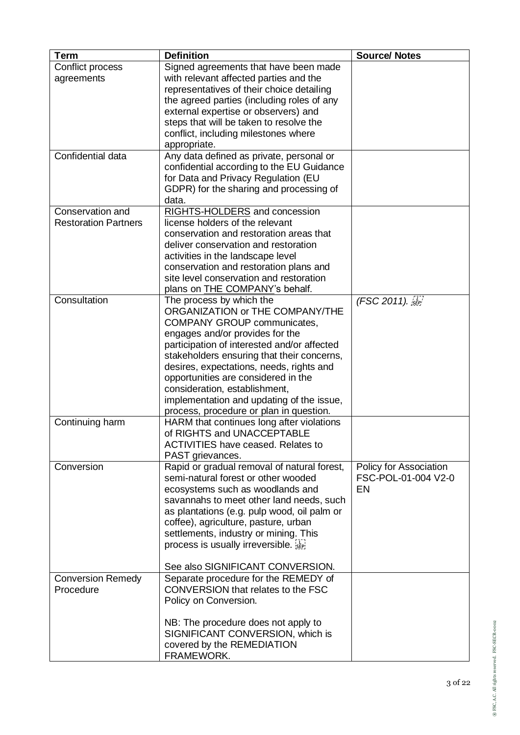| Term | Definition | Source/ Notes |
|---|---|---|
| Conflict process agreements | Signed agreements that have been made with relevant affected parties and the representatives of their choice detailing the agreed parties (including roles of any external expertise or observers) and steps that will be taken to resolve the conflict, including milestones where appropriate. | |
| Confidential data | Any data defined as private, personal or confidential according to the EU Guidance for Data and Privacy Regulation (EU GDPR) for the sharing and processing of data. | |
| Conservation and Restoration Partners | RIGHTS-HOLDERS and concession license holders of the relevant conservation and restoration areas that deliver conservation and restoration activities in the landscape level conservation and restoration plans and site level conservation and restoration plans on THE COMPANY's behalf. | |
| Consultation | The process by which the ORGANIZATION or THE COMPANY/THE COMPANY GROUP communicates, engages and/or provides for the participation of interested and/or affected stakeholders ensuring that their concerns, desires, expectations, needs, rights and opportunities are considered in the consideration, establishment, implementation and updating of the issue, process, procedure or plan in question. | *(FSC 2011).* |
| Continuing harm | HARM that continues long after violations of RIGHTS and UNACCEPTABLE ACTIVITIES have ceased. Relates to PAST grievances. | |
| Conversion | Rapid or gradual removal of natural forest, semi-natural forest or other wooded ecosystems such as woodlands and savannahs to meet other land needs, such as plantations (e.g. pulp wood, oil palm or coffee), agriculture, pasture, urban settlements, industry or mining. This process is usually irreversible.<br><br>See also SIGNIFICANT CONVERSION. | Policy for Association FSC-POL-01-004 V2-0 EN |
| Conversion Remedy Procedure | Separate procedure for the REMEDY of CONVERSION that relates to the FSC Policy on Conversion.<br><br>NB: The procedure does not apply to SIGNIFICANT CONVERSION, which is covered by the REMEDIATION FRAMEWORK. | |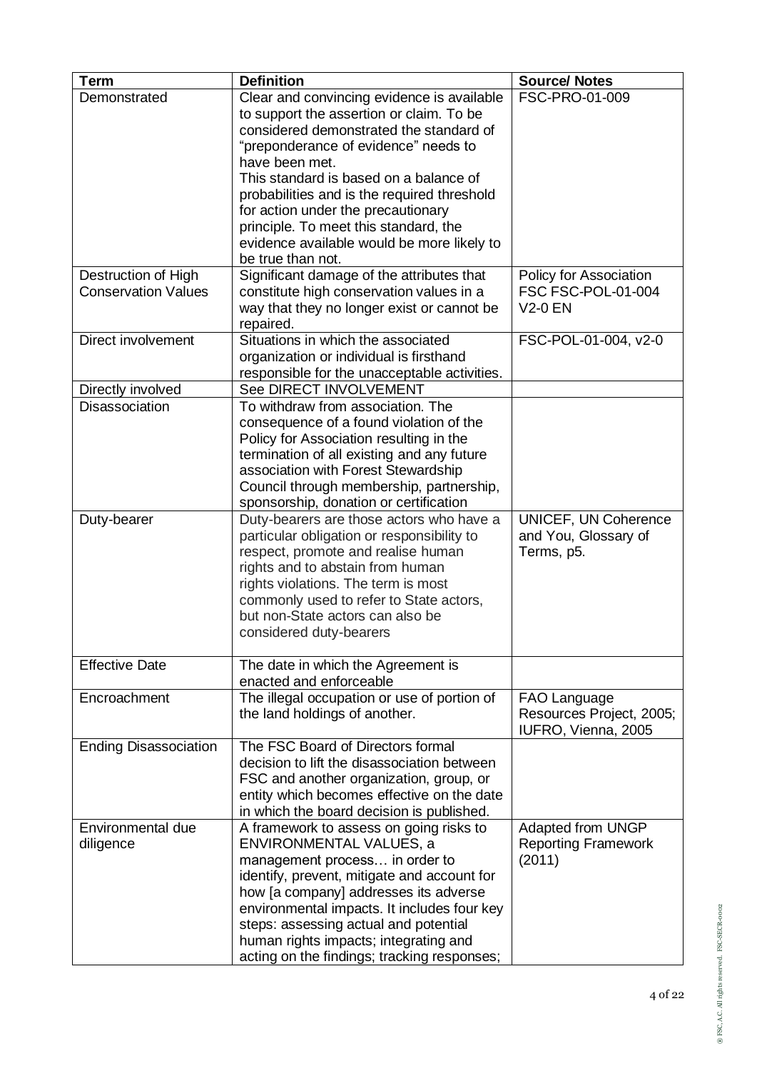| Term | Definition | Source/ Notes |
| --- | --- | --- |
| Demonstrated | Clear and convincing evidence is available to support the assertion or claim. To be considered demonstrated the standard of "preponderance of evidence" needs to have been met. This standard is based on a balance of probabilities and is the required threshold for action under the precautionary principle. To meet this standard, the evidence available would be more likely to be true than not. | FSC-PRO-01-009 |
| Destruction of High Conservation Values | Significant damage of the attributes that constitute high conservation values in a way that they no longer exist or cannot be repaired. | Policy for Association FSC FSC-POL-01-004 V2-0 EN |
| Direct involvement | Situations in which the associated organization or individual is firsthand responsible for the unacceptable activities. | FSC-POL-01-004, v2-0 |
| Directly involved | See DIRECT INVOLVEMENT | |
| Disassociation | To withdraw from association. The consequence of a found violation of the Policy for Association resulting in the termination of all existing and any future association with Forest Stewardship Council through membership, partnership, sponsorship, donation or certification | |
| Duty-bearer | Duty-bearers are those actors who have a particular obligation or responsibility to respect, promote and realise human rights and to abstain from human rights violations. The term is most commonly used to refer to State actors, but non-State actors can also be considered duty-bearers | UNICEF, UN Coherence and You, Glossary of Terms, p5. |
| Effective Date | The date in which the Agreement is enacted and enforceable | |
| Encroachment | The illegal occupation or use of portion of the land holdings of another. | FAO Language Resources Project, 2005; IUFRO, Vienna, 2005 |
| Ending Disassociation | The FSC Board of Directors formal decision to lift the disassociation between FSC and another organization, group, or entity which becomes effective on the date in which the board decision is published. | |
| Environmental due diligence | A framework to assess on going risks to ENVIRONMENTAL VALUES, a management process… in order to identify, prevent, mitigate and account for how [a company] addresses its adverse environmental impacts. It includes four key steps: assessing actual and potential human rights impacts; integrating and acting on the findings; tracking responses; | Adapted from UNGP Reporting Framework (2011) |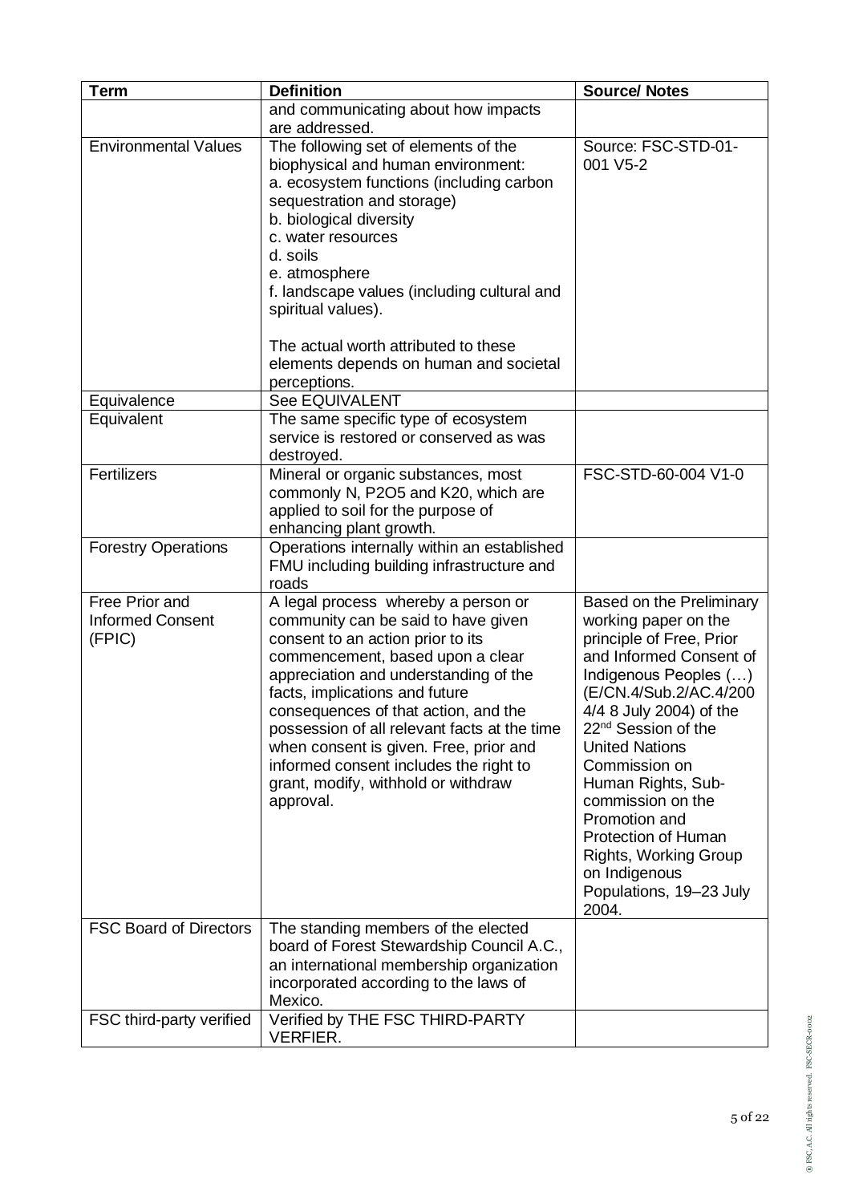| Term | Definition | Source/ Notes |
|---|---|---|
| | and communicating about how impacts are addressed. | |
| Environmental Values | The following set of elements of the biophysical and human environment: a. ecosystem functions (including carbon sequestration and storage) b. biological diversity c. water resources d. soils e. atmosphere f. landscape values (including cultural and spiritual values). The actual worth attributed to these elements depends on human and societal perceptions. | Source: FSC-STD-01-001 V5-2 |
| Equivalence | See EQUIVALENT | |
| Equivalent | The same specific type of ecosystem service is restored or conserved as was destroyed. | |
| Fertilizers | Mineral or organic substances, most commonly N, P2O5 and K20, which are applied to soil for the purpose of enhancing plant growth. | FSC-STD-60-004 V1-0 |
| Forestry Operations | Operations internally within an established FMU including building infrastructure and roads | |
| Free Prior and Informed Consent (FPIC) | A legal process whereby a person or community can be said to have given consent to an action prior to its commencement, based upon a clear appreciation and understanding of the facts, implications and future consequences of that action, and the possession of all relevant facts at the time when consent is given. Free, prior and informed consent includes the right to grant, modify, withhold or withdraw approval. | Based on the Preliminary working paper on the principle of Free, Prior and Informed Consent of Indigenous Peoples (…) (E/CN.4/Sub.2/AC.4/2004/4 8 July 2004) of the 22nd Session of the United Nations Commission on Human Rights, Sub-commission on the Promotion and Protection of Human Rights, Working Group on Indigenous Populations, 19–23 July 2004. |
| FSC Board of Directors | The standing members of the elected board of Forest Stewardship Council A.C., an international membership organization incorporated according to the laws of Mexico. | |
| FSC third-party verified | Verified by THE FSC THIRD-PARTY VERFIER. | |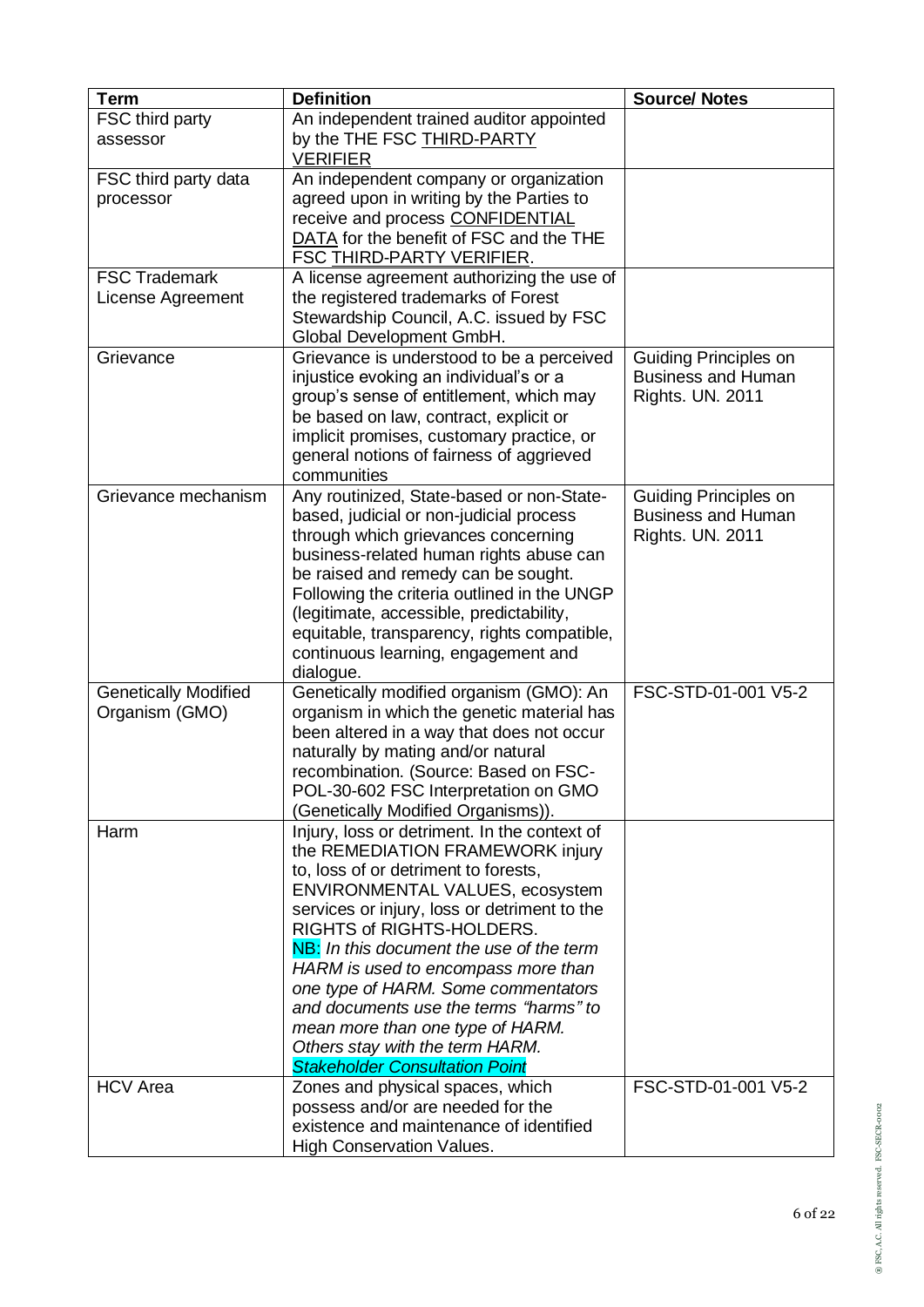| Term | Definition | Source/ Notes |
|---|---|---|
| FSC third party assessor | An independent trained auditor appointed by the THE FSC THIRD-PARTY VERIFIER | |
| FSC third party data processor | An independent company or organization agreed upon in writing by the Parties to receive and process CONFIDENTIAL DATA for the benefit of FSC and the THE FSC THIRD-PARTY VERIFIER. | |
| FSC Trademark License Agreement | A license agreement authorizing the use of the registered trademarks of Forest Stewardship Council, A.C. issued by FSC Global Development GmbH. | |
| Grievance | Grievance is understood to be a perceived injustice evoking an individual's or a group's sense of entitlement, which may be based on law, contract, explicit or implicit promises, customary practice, or general notions of fairness of aggrieved communities | Guiding Principles on Business and Human Rights. UN. 2011 |
| Grievance mechanism | Any routinized, State-based or non-State-based, judicial or non-judicial process through which grievances concerning business-related human rights abuse can be raised and remedy can be sought. Following the criteria outlined in the UNGP (legitimate, accessible, predictability, equitable, transparency, rights compatible, continuous learning, engagement and dialogue. | Guiding Principles on Business and Human Rights. UN. 2011 |
| Genetically Modified Organism (GMO) | Genetically modified organism (GMO): An organism in which the genetic material has been altered in a way that does not occur naturally by mating and/or natural recombination. (Source: Based on FSC-POL-30-602 FSC Interpretation on GMO (Genetically Modified Organisms)). | FSC-STD-01-001 V5-2 |
| Harm | Injury, loss or detriment. In the context of the REMEDIATION FRAMEWORK injury to, loss of or detriment to forests, ENVIRONMENTAL VALUES, ecosystem services or injury, loss or detriment to the RIGHTS of RIGHTS-HOLDERS. NB: *In this document the use of the term HARM is used to encompass more than one type of HARM. Some commentators and documents use the terms "harms" to mean more than one type of HARM. Others stay with the term HARM.* ***Stakeholder Consultation Point*** | |
| HCV Area | Zones and physical spaces, which possess and/or are needed for the existence and maintenance of identified High Conservation Values. | FSC-STD-01-001 V5-2 |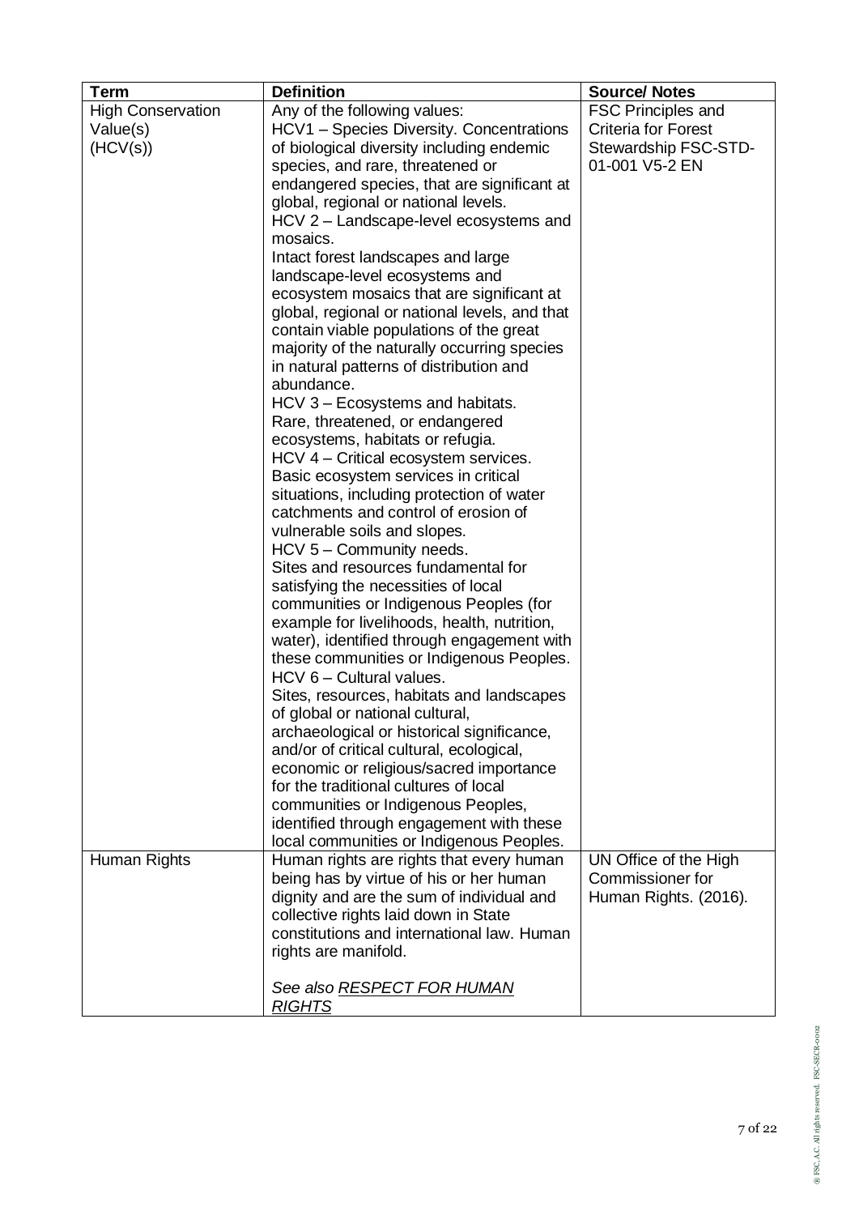| Term | Definition | Source/ Notes |
|---|---|---|
| High Conservation Value(s) (HCV(s)) | Any of the following values:<br>HCV1 – Species Diversity. Concentrations of biological diversity including endemic species, and rare, threatened or endangered species, that are significant at global, regional or national levels.<br>HCV 2 – Landscape-level ecosystems and mosaics.<br>Intact forest landscapes and large landscape-level ecosystems and ecosystem mosaics that are significant at global, regional or national levels, and that contain viable populations of the great majority of the naturally occurring species in natural patterns of distribution and abundance.<br>HCV 3 – Ecosystems and habitats.<br>Rare, threatened, or endangered ecosystems, habitats or refugia.<br>HCV 4 – Critical ecosystem services.<br>Basic ecosystem services in critical situations, including protection of water catchments and control of erosion of vulnerable soils and slopes.<br>HCV 5 – Community needs.<br>Sites and resources fundamental for satisfying the necessities of local communities or Indigenous Peoples (for example for livelihoods, health, nutrition, water), identified through engagement with these communities or Indigenous Peoples.<br>HCV 6 – Cultural values.<br>Sites, resources, habitats and landscapes of global or national cultural, archaeological or historical significance, and/or of critical cultural, ecological, economic or religious/sacred importance for the traditional cultures of local communities or Indigenous Peoples, identified through engagement with these local communities or Indigenous Peoples. | FSC Principles and Criteria for Forest Stewardship FSC-STD-01-001 V5-2 EN |
| Human Rights | Human rights are rights that every human being has by virtue of his or her human dignity and are the sum of individual and collective rights laid down in State constitutions and international law. Human rights are manifold.<br><br>*See also <u>RESPECT FOR HUMAN RIGHTS</u>* | UN Office of the High Commissioner for Human Rights. (2016). |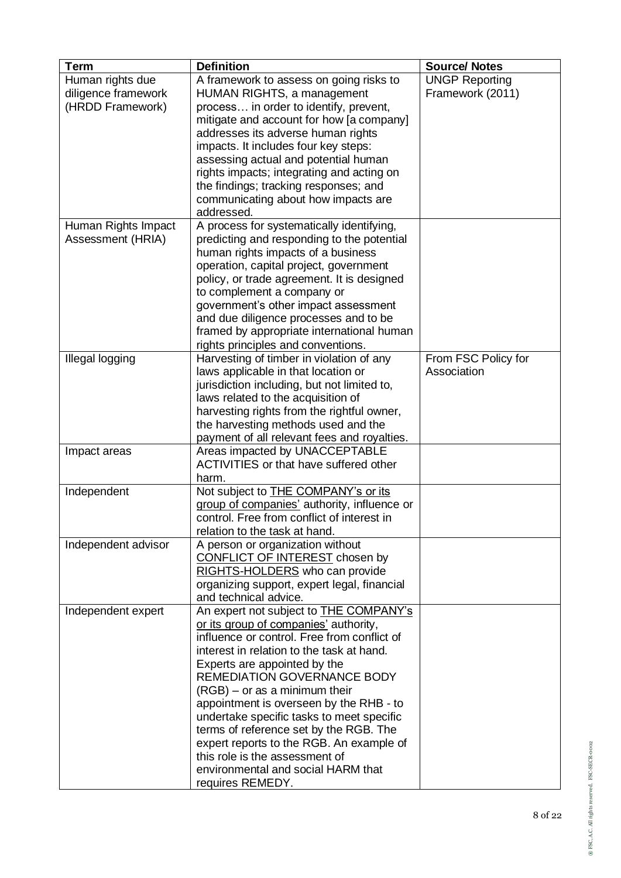| Term | Definition | Source/ Notes |
|---|---|---|
| Human rights due diligence framework (HRDD Framework) | A framework to assess on going risks to HUMAN RIGHTS, a management process… in order to identify, prevent, mitigate and account for how [a company] addresses its adverse human rights impacts. It includes four key steps: assessing actual and potential human rights impacts; integrating and acting on the findings; tracking responses; and communicating about how impacts are addressed. | UNGP Reporting Framework (2011) |
| Human Rights Impact Assessment (HRIA) | A process for systematically identifying, predicting and responding to the potential human rights impacts of a business operation, capital project, government policy, or trade agreement. It is designed to complement a company or government's other impact assessment and due diligence processes and to be framed by appropriate international human rights principles and conventions. | |
| Illegal logging | Harvesting of timber in violation of any laws applicable in that location or jurisdiction including, but not limited to, laws related to the acquisition of harvesting rights from the rightful owner, the harvesting methods used and the payment of all relevant fees and royalties. | From FSC Policy for Association |
| Impact areas | Areas impacted by UNACCEPTABLE ACTIVITIES or that have suffered other harm. | |
| Independent | Not subject to THE COMPANY's or its group of companies' authority, influence or control. Free from conflict of interest in relation to the task at hand. | |
| Independent advisor | A person or organization without CONFLICT OF INTEREST chosen by RIGHTS-HOLDERS who can provide organizing support, expert legal, financial and technical advice. | |
| Independent expert | An expert not subject to THE COMPANY's or its group of companies' authority, influence or control. Free from conflict of interest in relation to the task at hand. Experts are appointed by the REMEDIATION GOVERNANCE BODY (RGB) – or as a minimum their appointment is overseen by the RHB - to undertake specific tasks to meet specific terms of reference set by the RGB. The expert reports to the RGB. An example of this role is the assessment of environmental and social HARM that requires REMEDY. | |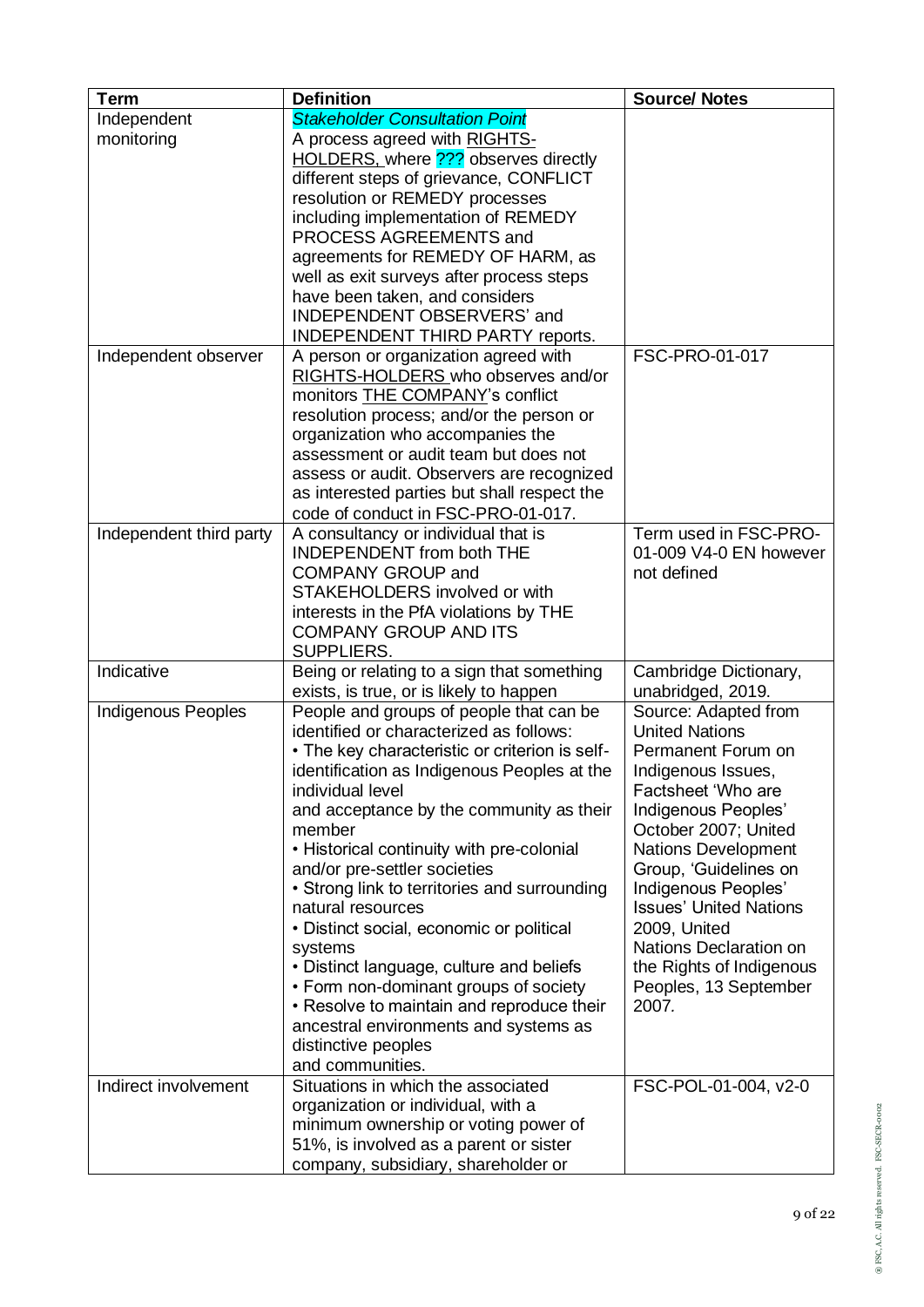| Term | Definition | Source/ Notes |
| --- | --- | --- |
| Independent monitoring | *Stakeholder Consultation Point*<br>A process agreed with RIGHTS-HOLDERS, where ??? observes directly different steps of grievance, CONFLICT resolution or REMEDY processes including implementation of REMEDY PROCESS AGREEMENTS and agreements for REMEDY OF HARM, as well as exit surveys after process steps have been taken, and considers INDEPENDENT OBSERVERS' and INDEPENDENT THIRD PARTY reports. | |
| Independent observer | A person or organization agreed with RIGHTS-HOLDERS who observes and/or monitors THE COMPANY's conflict resolution process; and/or the person or organization who accompanies the assessment or audit team but does not assess or audit. Observers are recognized as interested parties but shall respect the code of conduct in FSC-PRO-01-017. | FSC-PRO-01-017 |
| Independent third party | A consultancy or individual that is INDEPENDENT from both THE COMPANY GROUP and STAKEHOLDERS involved or with interests in the PfA violations by THE COMPANY GROUP AND ITS SUPPLIERS. | Term used in FSC-PRO-01-009 V4-0 EN however not defined |
| Indicative | Being or relating to a sign that something exists, is true, or is likely to happen | Cambridge Dictionary, unabridged, 2019. |
| Indigenous Peoples | People and groups of people that can be identified or characterized as follows:<br>• The key characteristic or criterion is self-identification as Indigenous Peoples at the individual level and acceptance by the community as their member<br>• Historical continuity with pre-colonial and/or pre-settler societies<br>• Strong link to territories and surrounding natural resources<br>• Distinct social, economic or political systems<br>• Distinct language, culture and beliefs<br>• Form non-dominant groups of society<br>• Resolve to maintain and reproduce their ancestral environments and systems as distinctive peoples and communities. | Source: Adapted from United Nations Permanent Forum on Indigenous Issues, Factsheet 'Who are Indigenous Peoples' October 2007; United Nations Development Group, 'Guidelines on Indigenous Peoples' Issues' United Nations 2009, United Nations Declaration on the Rights of Indigenous Peoples, 13 September 2007. |
| Indirect involvement | Situations in which the associated organization or individual, with a minimum ownership or voting power of 51%, is involved as a parent or sister company, subsidiary, shareholder or | FSC-POL-01-004, v2-0 |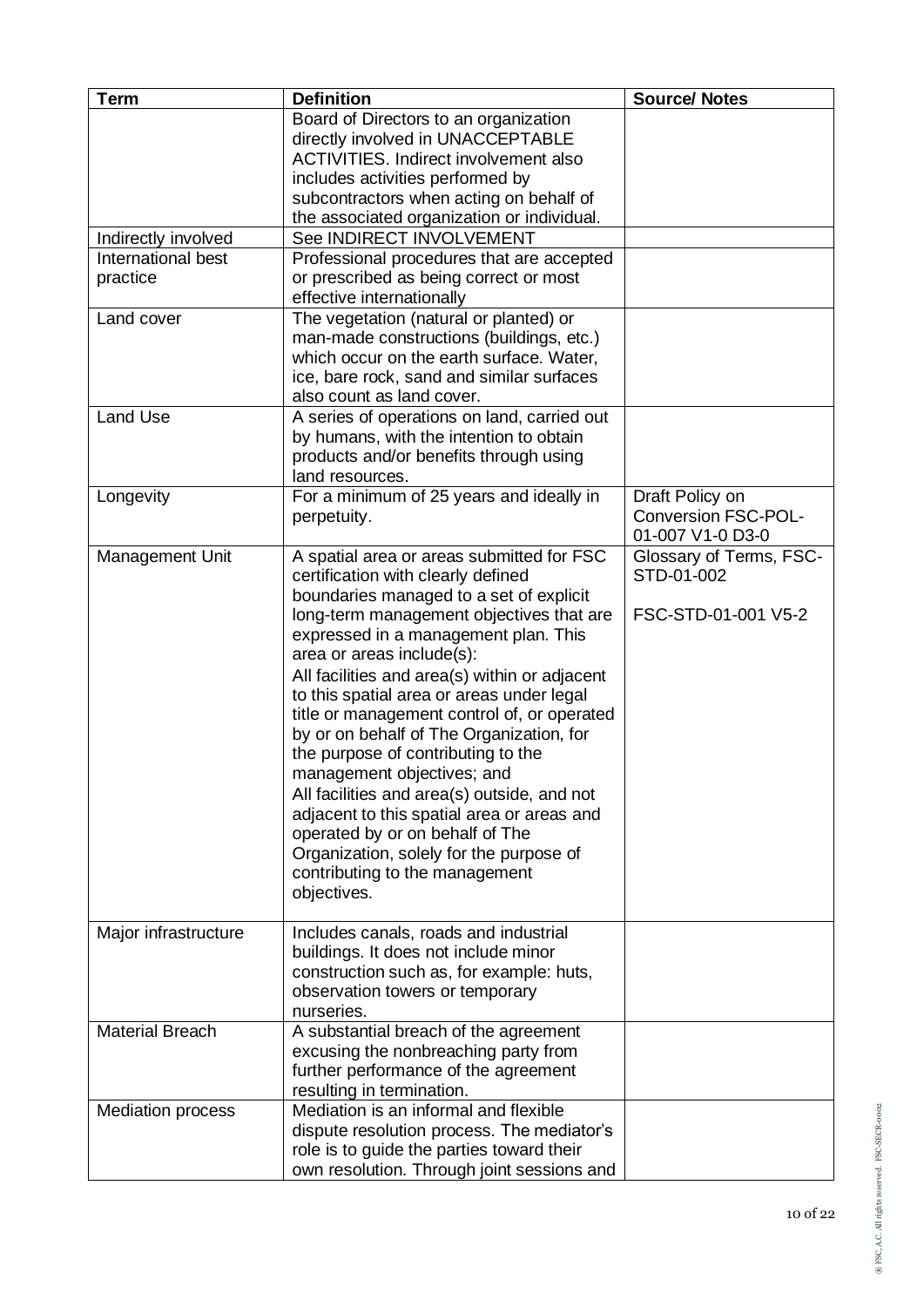| Term | Definition | Source/ Notes |
|---|---|---|
| | Board of Directors to an organization directly involved in UNACCEPTABLE ACTIVITIES. Indirect involvement also includes activities performed by subcontractors when acting on behalf of the associated organization or individual. | |
| Indirectly involved | See INDIRECT INVOLVEMENT | |
| International best practice | Professional procedures that are accepted or prescribed as being correct or most effective internationally | |
| Land cover | The vegetation (natural or planted) or man-made constructions (buildings, etc.) which occur on the earth surface. Water, ice, bare rock, sand and similar surfaces also count as land cover. | |
| Land Use | A series of operations on land, carried out by humans, with the intention to obtain products and/or benefits through using land resources. | |
| Longevity | For a minimum of 25 years and ideally in perpetuity. | Draft Policy on Conversion FSC-POL-01-007 V1-0 D3-0 |
| Management Unit | A spatial area or areas submitted for FSC certification with clearly defined boundaries managed to a set of explicit long-term management objectives that are expressed in a management plan. This area or areas include(s): All facilities and area(s) within or adjacent to this spatial area or areas under legal title or management control of, or operated by or on behalf of The Organization, for the purpose of contributing to the management objectives; and All facilities and area(s) outside, and not adjacent to this spatial area or areas and operated by or on behalf of The Organization, solely for the purpose of contributing to the management objectives. | Glossary of Terms, FSC-STD-01-002<br><br>FSC-STD-01-001 V5-2 |
| Major infrastructure | Includes canals, roads and industrial buildings. It does not include minor construction such as, for example: huts, observation towers or temporary nurseries. | |
| Material Breach | A substantial breach of the agreement excusing the nonbreaching party from further performance of the agreement resulting in termination. | |
| Mediation process | Mediation is an informal and flexible dispute resolution process. The mediator's role is to guide the parties toward their own resolution. Through joint sessions and | |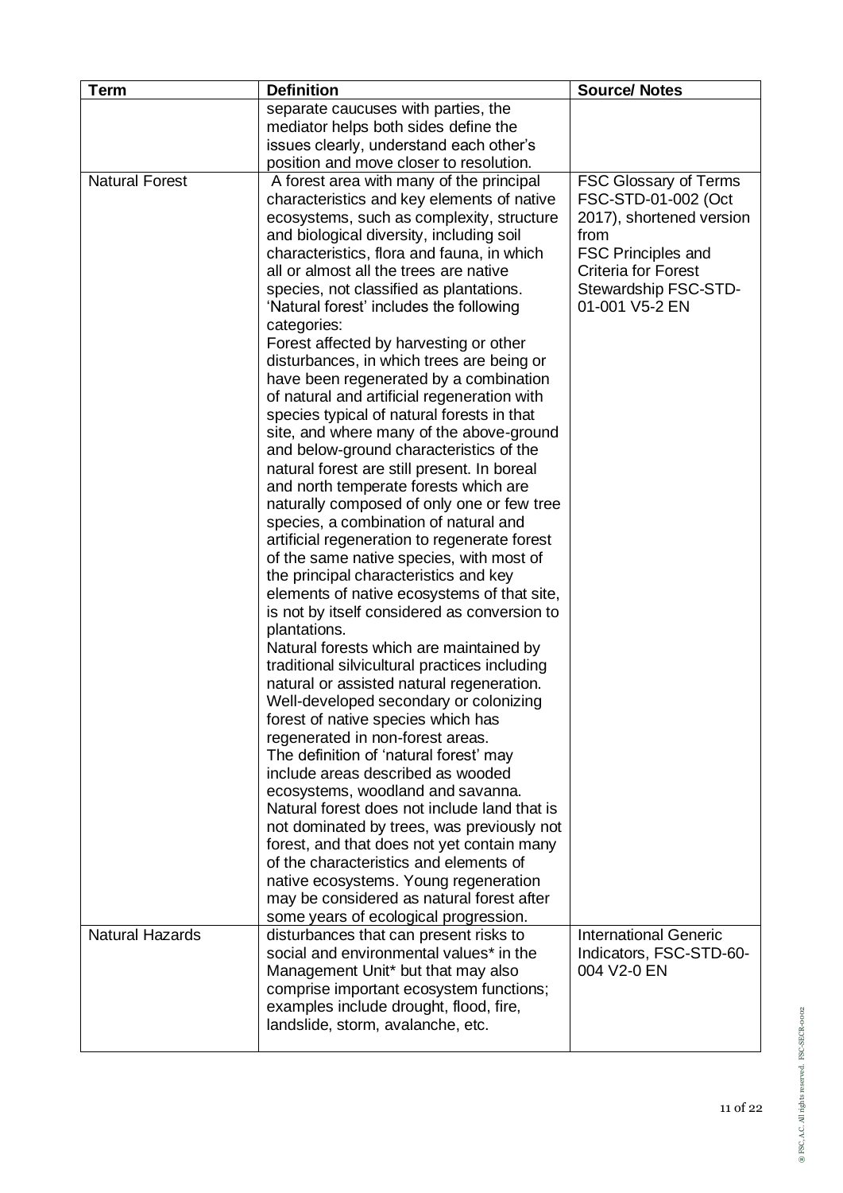| Term | Definition | Source/ Notes |
|---|---|---|
| | separate caucuses with parties, the mediator helps both sides define the issues clearly, understand each other's position and move closer to resolution. | |
| Natural Forest | A forest area with many of the principal characteristics and key elements of native ecosystems, such as complexity, structure and biological diversity, including soil characteristics, flora and fauna, in which all or almost all the trees are native species, not classified as plantations.<br>'Natural forest' includes the following categories:<br>Forest affected by harvesting or other disturbances, in which trees are being or have been regenerated by a combination of natural and artificial regeneration with species typical of natural forests in that site, and where many of the above-ground and below-ground characteristics of the natural forest are still present. In boreal and north temperate forests which are naturally composed of only one or few tree species, a combination of natural and artificial regeneration to regenerate forest of the same native species, with most of the principal characteristics and key elements of native ecosystems of that site, is not by itself considered as conversion to plantations.<br>Natural forests which are maintained by traditional silvicultural practices including natural or assisted natural regeneration.<br>Well-developed secondary or colonizing forest of native species which has regenerated in non-forest areas.<br>The definition of 'natural forest' may include areas described as wooded ecosystems, woodland and savanna.<br>Natural forest does not include land that is not dominated by trees, was previously not forest, and that does not yet contain many of the characteristics and elements of native ecosystems. Young regeneration may be considered as natural forest after some years of ecological progression. | FSC Glossary of Terms FSC-STD-01-002 (Oct 2017), shortened version from FSC Principles and Criteria for Forest Stewardship FSC-STD-01-001 V5-2 EN |
| Natural Hazards | disturbances that can present risks to social and environmental values* in the Management Unit* but that may also comprise important ecosystem functions; examples include drought, flood, fire, landslide, storm, avalanche, etc. | International Generic Indicators, FSC-STD-60-004 V2-0 EN |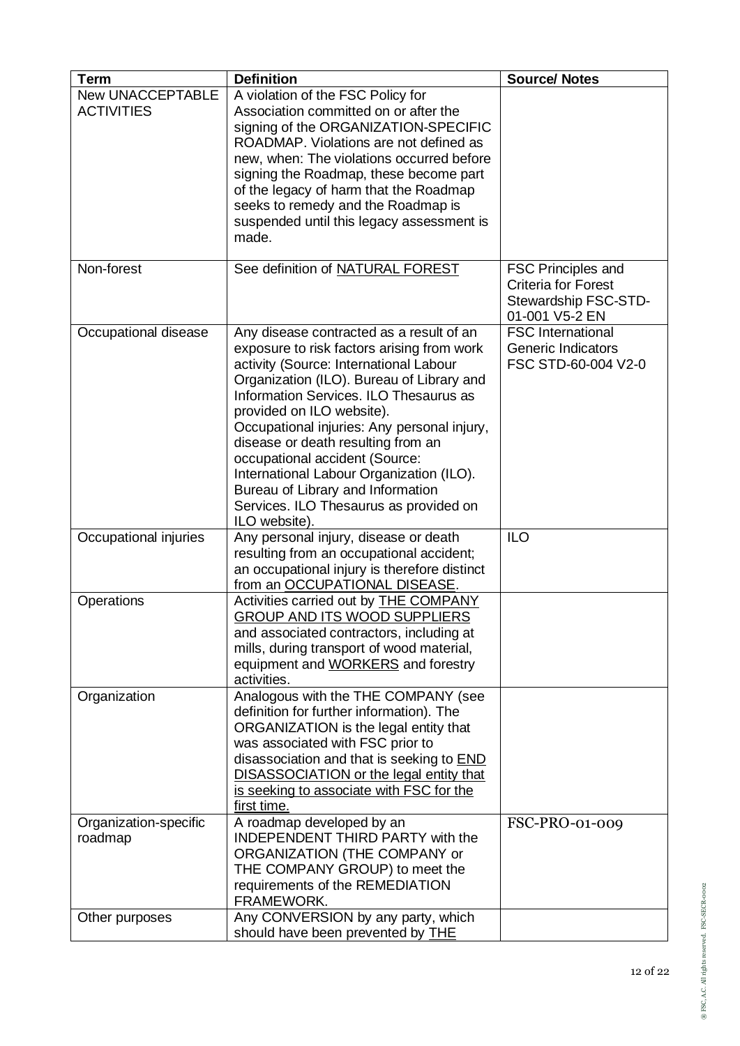| Term | Definition | Source/ Notes |
|---|---|---|
| New UNACCEPTABLE ACTIVITIES | A violation of the FSC Policy for Association committed on or after the signing of the ORGANIZATION-SPECIFIC ROADMAP. Violations are not defined as new, when: The violations occurred before signing the Roadmap, these become part of the legacy of harm that the Roadmap seeks to remedy and the Roadmap is suspended until this legacy assessment is made. | |
| Non-forest | See definition of NATURAL FOREST | FSC Principles and Criteria for Forest Stewardship FSC-STD-01-001 V5-2 EN |
| Occupational disease | Any disease contracted as a result of an exposure to risk factors arising from work activity (Source: International Labour Organization (ILO). Bureau of Library and Information Services. ILO Thesaurus as provided on ILO website). Occupational injuries: Any personal injury, disease or death resulting from an occupational accident (Source: International Labour Organization (ILO). Bureau of Library and Information Services. ILO Thesaurus as provided on ILO website). | FSC International Generic Indicators FSC STD-60-004 V2-0 |
| Occupational injuries | Any personal injury, disease or death resulting from an occupational accident; an occupational injury is therefore distinct from an OCCUPATIONAL DISEASE. | ILO |
| Operations | Activities carried out by THE COMPANY GROUP AND ITS WOOD SUPPLIERS and associated contractors, including at mills, during transport of wood material, equipment and WORKERS and forestry activities. | |
| Organization | Analogous with the THE COMPANY (see definition for further information). The ORGANIZATION is the legal entity that was associated with FSC prior to disassociation and that is seeking to END DISASSOCIATION or the legal entity that is seeking to associate with FSC for the first time. | |
| Organization-specific roadmap | A roadmap developed by an INDEPENDENT THIRD PARTY with the ORGANIZATION (THE COMPANY or THE COMPANY GROUP) to meet the requirements of the REMEDIATION FRAMEWORK. | FSC-PRO-01-009 |
| Other purposes | Any CONVERSION by any party, which should have been prevented by THE | |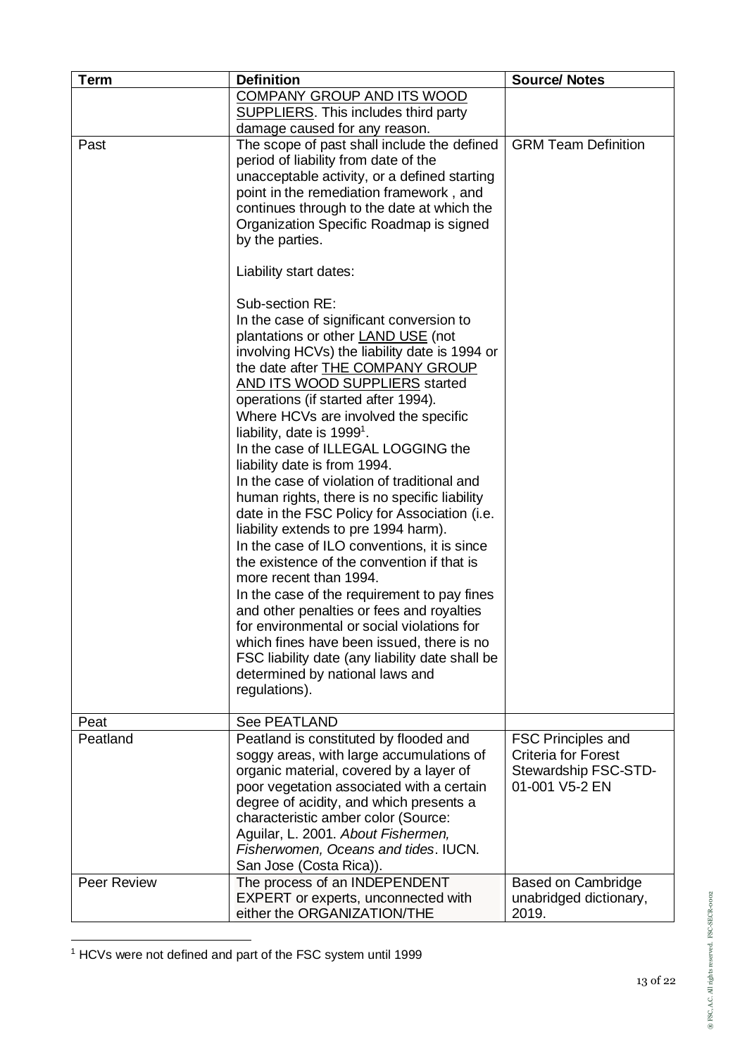| Term | Definition | Source/ Notes |
|---|---|---|
| | COMPANY GROUP AND ITS WOOD SUPPLIERS. This includes third party damage caused for any reason. | |
| Past | The scope of past shall include the defined period of liability from date of the unacceptable activity, or a defined starting point in the remediation framework , and continues through to the date at which the Organization Specific Roadmap is signed by the parties.<br><br>Liability start dates:<br><br>Sub-section RE:<br>In the case of significant conversion to plantations or other LAND USE (not involving HCVs) the liability date is 1994 or the date after THE COMPANY GROUP AND ITS WOOD SUPPLIERS started operations (if started after 1994).<br>Where HCVs are involved the specific liability, date is 1999[1].<br>In the case of ILLEGAL LOGGING the liability date is from 1994.<br>In the case of violation of traditional and human rights, there is no specific liability date in the FSC Policy for Association (i.e. liability extends to pre 1994 harm).<br>In the case of ILO conventions, it is since the existence of the convention if that is more recent than 1994.<br>In the case of the requirement to pay fines and other penalties or fees and royalties for environmental or social violations for which fines have been issued, there is no FSC liability date (any liability date shall be determined by national laws and regulations). | GRM Team Definition |
| Peat | See PEATLAND | |
| Peatland | Peatland is constituted by flooded and soggy areas, with large accumulations of organic material, covered by a layer of poor vegetation associated with a certain degree of acidity, and which presents a characteristic amber color (Source: Aguilar, L. 2001. *About Fishermen, Fisherwomen, Oceans and tides*. IUCN. San Jose (Costa Rica)). | FSC Principles and Criteria for Forest Stewardship FSC-STD-01-001 V5-2 EN |
| Peer Review | The process of an INDEPENDENT EXPERT or experts, unconnected with either the ORGANIZATION/THE | Based on Cambridge unabridged dictionary, 2019. |

[1] HCVs were not defined and part of the FSC system until 1999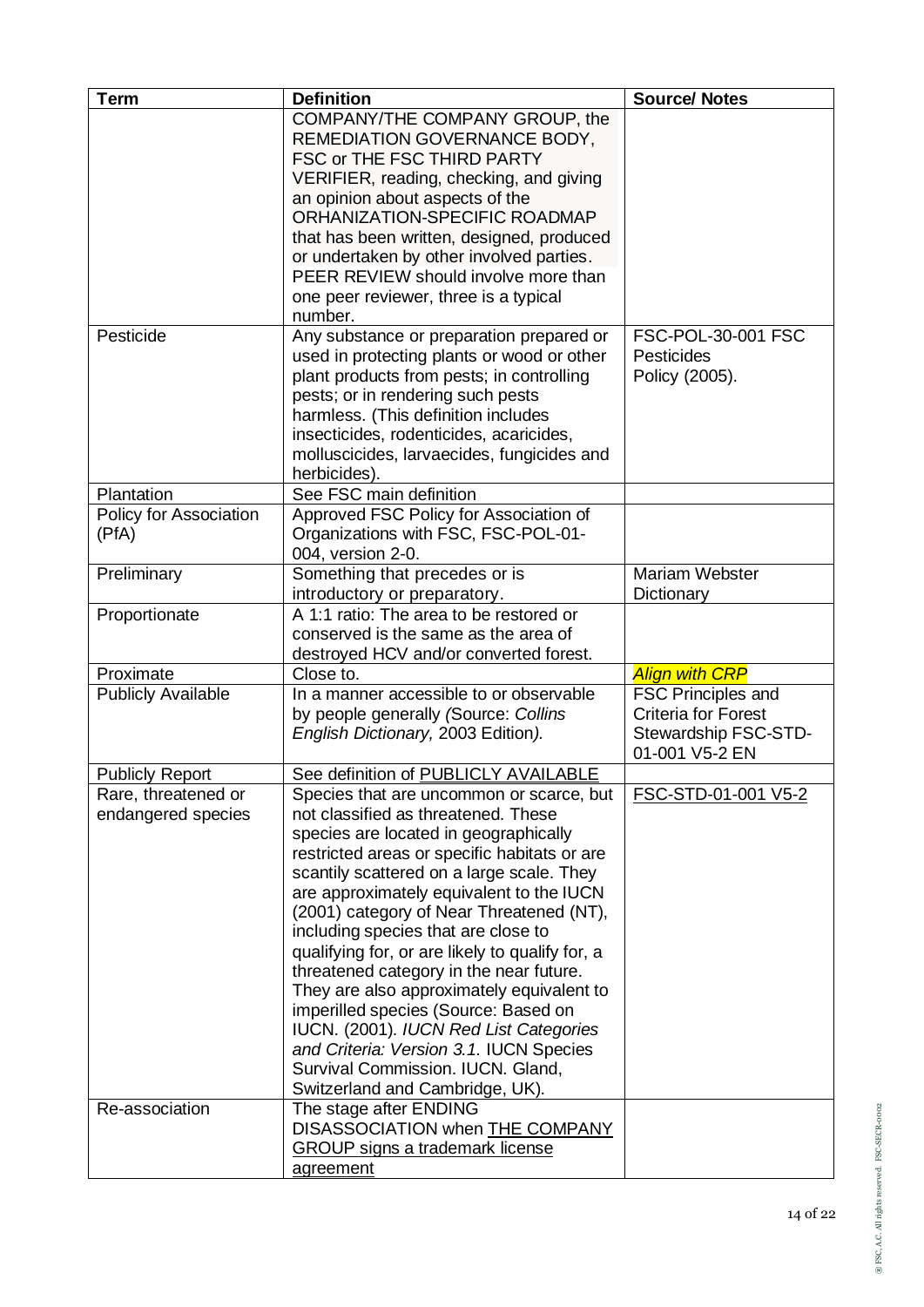| Term | Definition | Source/ Notes |
|---|---|---|
| | COMPANY/THE COMPANY GROUP, the REMEDIATION GOVERNANCE BODY, FSC or THE FSC THIRD PARTY VERIFIER, reading, checking, and giving an opinion about aspects of the ORHANIZATION-SPECIFIC ROADMAP that has been written, designed, produced or undertaken by other involved parties. PEER REVIEW should involve more than one peer reviewer, three is a typical number. | |
| Pesticide | Any substance or preparation prepared or used in protecting plants or wood or other plant products from pests; in controlling pests; or in rendering such pests harmless. (This definition includes insecticides, rodenticides, acaricides, molluscicides, larvaecides, fungicides and herbicides). | FSC-POL-30-001 FSC Pesticides Policy (2005). |
| Plantation | See FSC main definition | |
| Policy for Association (PfA) | Approved FSC Policy for Association of Organizations with FSC, FSC-POL-01-004, version 2-0. | |
| Preliminary | Something that precedes or is introductory or preparatory. | Mariam Webster Dictionary |
| Proportionate | A 1:1 ratio: The area to be restored or conserved is the same as the area of destroyed HCV and/or converted forest. | |
| Proximate | Close to. | *Align with CRP* |
| Publicly Available | In a manner accessible to or observable by people generally *(*Source: *Collins English Dictionary,* 2003 Edition*).* | FSC Principles and Criteria for Forest Stewardship FSC-STD-01-001 V5-2 EN |
| Publicly Report | See definition of PUBLICLY AVAILABLE | |
| Rare, threatened or endangered species | Species that are uncommon or scarce, but not classified as threatened. These species are located in geographically restricted areas or specific habitats or are scantily scattered on a large scale. They are approximately equivalent to the IUCN (2001) category of Near Threatened (NT), including species that are close to qualifying for, or are likely to qualify for, a threatened category in the near future. They are also approximately equivalent to imperilled species (Source: Based on IUCN. (2001). *IUCN Red List Categories and Criteria: Version 3.1.* IUCN Species Survival Commission. IUCN. Gland, Switzerland and Cambridge, UK). | FSC-STD-01-001 V5-2 |
| Re-association | The stage after ENDING DISASSOCIATION when THE COMPANY GROUP signs a trademark license agreement | |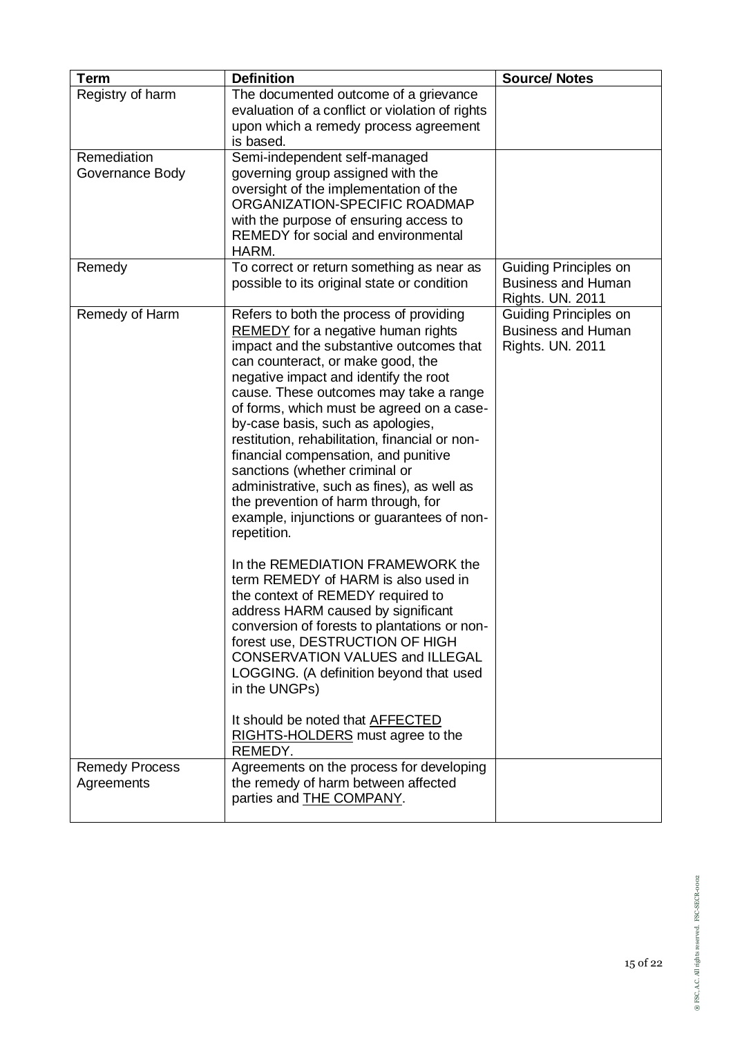| Term | Definition | Source/ Notes |
|---|---|---|
| Registry of harm | The documented outcome of a grievance evaluation of a conflict or violation of rights upon which a remedy process agreement is based. | |
| Remediation Governance Body | Semi-independent self-managed governing group assigned with the oversight of the implementation of the ORGANIZATION-SPECIFIC ROADMAP with the purpose of ensuring access to REMEDY for social and environmental HARM. | |
| Remedy | To correct or return something as near as possible to its original state or condition | Guiding Principles on Business and Human Rights. UN. 2011 |
| Remedy of Harm | Refers to both the process of providing REMEDY for a negative human rights impact and the substantive outcomes that can counteract, or make good, the negative impact and identify the root cause. These outcomes may take a range of forms, which must be agreed on a case-by-case basis, such as apologies, restitution, rehabilitation, financial or non-financial compensation, and punitive sanctions (whether criminal or administrative, such as fines), as well as the prevention of harm through, for example, injunctions or guarantees of non-repetition.<br><br>In the REMEDIATION FRAMEWORK the term REMEDY of HARM is also used in the context of REMEDY required to address HARM caused by significant conversion of forests to plantations or non-forest use, DESTRUCTION OF HIGH CONSERVATION VALUES and ILLEGAL LOGGING. (A definition beyond that used in the UNGPs)<br><br>It should be noted that AFFECTED RIGHTS-HOLDERS must agree to the REMEDY. | Guiding Principles on Business and Human Rights. UN. 2011 |
| Remedy Process Agreements | Agreements on the process for developing the remedy of harm between affected parties and THE COMPANY. | |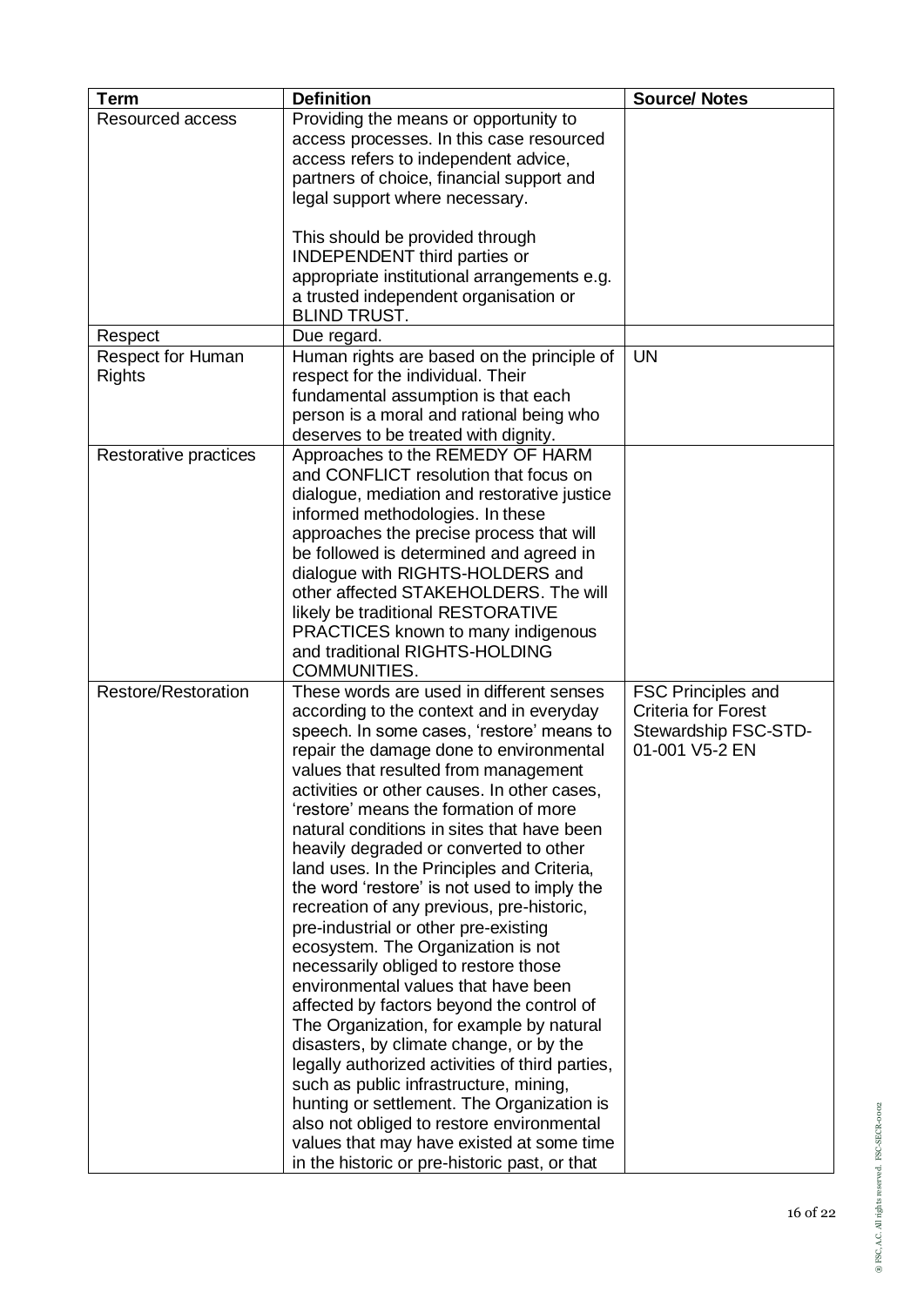| Term | Definition | Source/ Notes |
|---|---|---|
| Resourced access | Providing the means or opportunity to access processes. In this case resourced access refers to independent advice, partners of choice, financial support and legal support where necessary.<br><br>This should be provided through INDEPENDENT third parties or appropriate institutional arrangements e.g. a trusted independent organisation or BLIND TRUST. | |
| Respect | Due regard. | |
| Respect for Human Rights | Human rights are based on the principle of respect for the individual. Their fundamental assumption is that each person is a moral and rational being who deserves to be treated with dignity. | UN |
| Restorative practices | Approaches to the REMEDY OF HARM and CONFLICT resolution that focus on dialogue, mediation and restorative justice informed methodologies. In these approaches the precise process that will be followed is determined and agreed in dialogue with RIGHTS-HOLDERS and other affected STAKEHOLDERS. The will likely be traditional RESTORATIVE PRACTICES known to many indigenous and traditional RIGHTS-HOLDING COMMUNITIES. | |
| Restore/Restoration | These words are used in different senses according to the context and in everyday speech. In some cases, 'restore' means to repair the damage done to environmental values that resulted from management activities or other causes. In other cases, 'restore' means the formation of more natural conditions in sites that have been heavily degraded or converted to other land uses. In the Principles and Criteria, the word 'restore' is not used to imply the recreation of any previous, pre-historic, pre-industrial or other pre-existing ecosystem. The Organization is not necessarily obliged to restore those environmental values that have been affected by factors beyond the control of The Organization, for example by natural disasters, by climate change, or by the legally authorized activities of third parties, such as public infrastructure, mining, hunting or settlement. The Organization is also not obliged to restore environmental values that may have existed at some time in the historic or pre-historic past, or that | FSC Principles and Criteria for Forest Stewardship FSC-STD-01-001 V5-2 EN |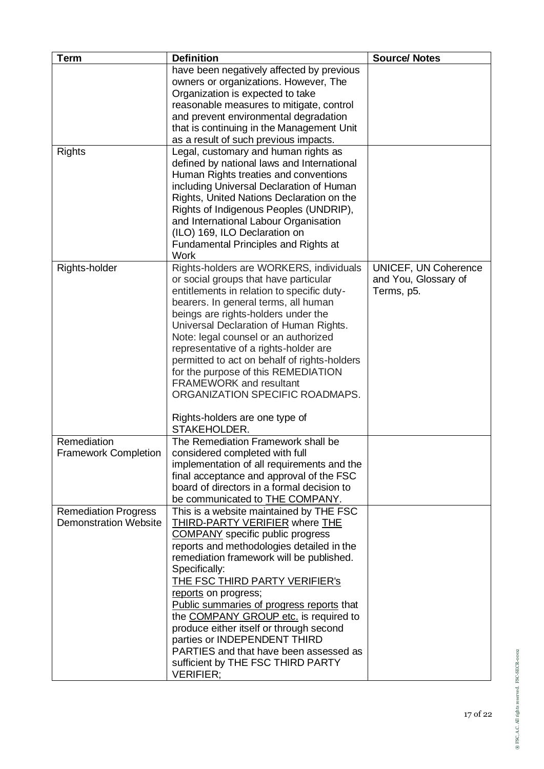| Term | Definition | Source/ Notes |
|---|---|---|
| | have been negatively affected by previous owners or organizations. However, The Organization is expected to take reasonable measures to mitigate, control and prevent environmental degradation that is continuing in the Management Unit as a result of such previous impacts. | |
| Rights | Legal, customary and human rights as defined by national laws and International Human Rights treaties and conventions including Universal Declaration of Human Rights, United Nations Declaration on the Rights of Indigenous Peoples (UNDRIP), and International Labour Organisation (ILO) 169, ILO Declaration on Fundamental Principles and Rights at Work | |
| Rights-holder | Rights-holders are WORKERS, individuals or social groups that have particular entitlements in relation to specific duty-bearers. In general terms, all human beings are rights-holders under the Universal Declaration of Human Rights. Note: legal counsel or an authorized representative of a rights-holder are permitted to act on behalf of rights-holders for the purpose of this REMEDIATION FRAMEWORK and resultant ORGANIZATION SPECIFIC ROADMAPS.<br><br>Rights-holders are one type of STAKEHOLDER. | UNICEF, UN Coherence and You, Glossary of Terms, p5. |
| Remediation Framework Completion | The Remediation Framework shall be considered completed with full implementation of all requirements and the final acceptance and approval of the FSC board of directors in a formal decision to be communicated to THE COMPANY. | |
| Remediation Progress Demonstration Website | This is a website maintained by THE FSC THIRD-PARTY VERIFIER where THE COMPANY specific public progress reports and methodologies detailed in the remediation framework will be published. Specifically:<br>THE FSC THIRD PARTY VERIFIER's reports on progress;<br>Public summaries of progress reports that the COMPANY GROUP etc. is required to produce either itself or through second parties or INDEPENDENT THIRD PARTIES and that have been assessed as sufficient by THE FSC THIRD PARTY VERIFIER; | |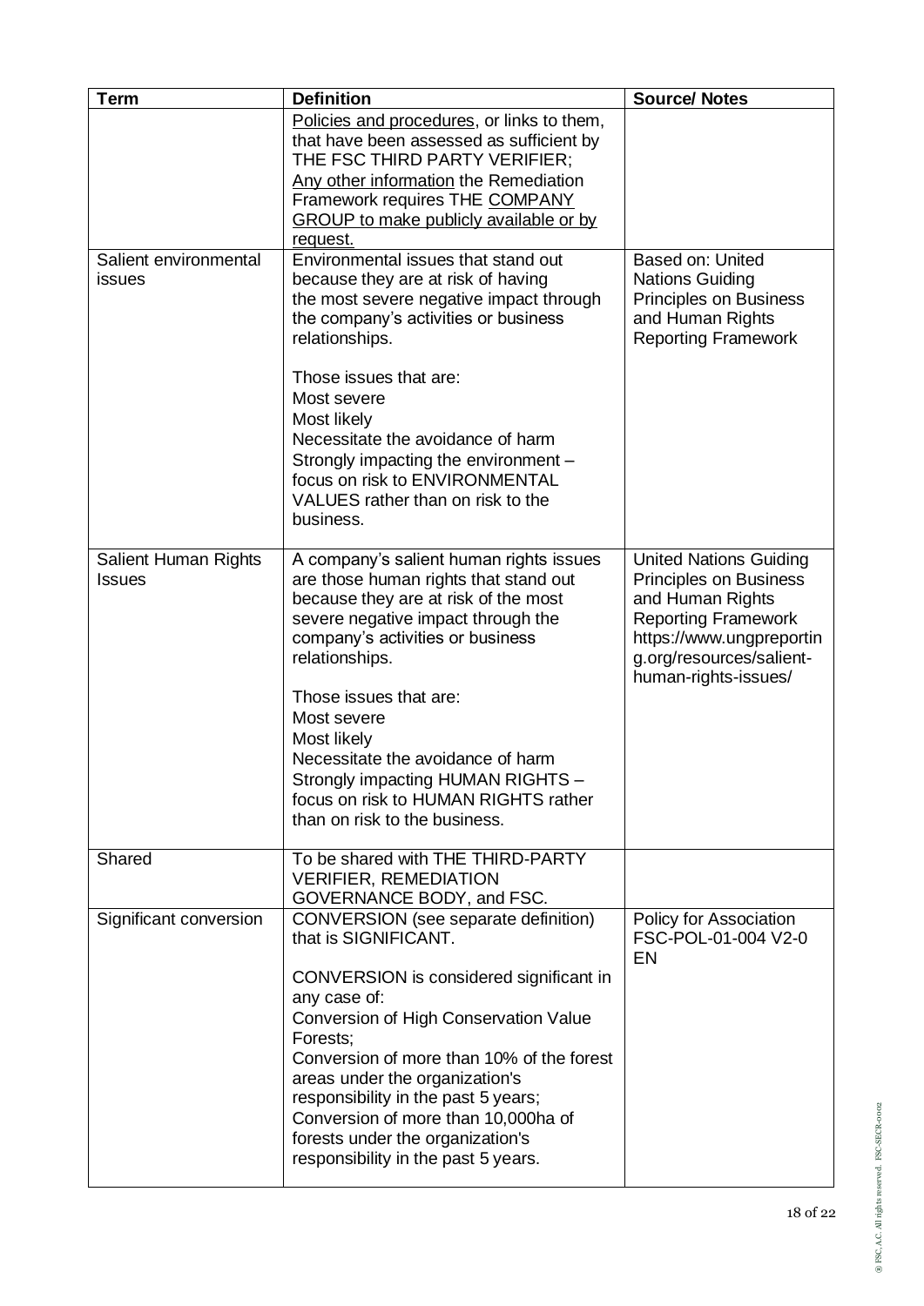| Term | Definition | Source/ Notes |
|---|---|---|
| | Policies and procedures, or links to them, that have been assessed as sufficient by THE FSC THIRD PARTY VERIFIER;<br>Any other information the Remediation Framework requires THE COMPANY GROUP to make publicly available or by request. | |
| Salient environmental issues | Environmental issues that stand out because they are at risk of having the most severe negative impact through the company's activities or business relationships.<br><br>Those issues that are:<br>Most severe<br>Most likely<br>Necessitate the avoidance of harm<br>Strongly impacting the environment – focus on risk to ENVIRONMENTAL VALUES rather than on risk to the business. | Based on: United Nations Guiding Principles on Business and Human Rights Reporting Framework |
| Salient Human Rights Issues | A company's salient human rights issues are those human rights that stand out because they are at risk of the most severe negative impact through the company's activities or business relationships.<br><br>Those issues that are:<br>Most severe<br>Most likely<br>Necessitate the avoidance of harm<br>Strongly impacting HUMAN RIGHTS – focus on risk to HUMAN RIGHTS rather than on risk to the business. | United Nations Guiding Principles on Business and Human Rights Reporting Framework https://www.ungpreporting.org/resources/salient-human-rights-issues/ |
| Shared | To be shared with THE THIRD-PARTY VERIFIER, REMEDIATION GOVERNANCE BODY, and FSC. | |
| Significant conversion | CONVERSION (see separate definition) that is SIGNIFICANT.<br><br>CONVERSION is considered significant in any case of:<br>Conversion of High Conservation Value Forests;<br>Conversion of more than 10% of the forest areas under the organization's responsibility in the past 5 years;<br>Conversion of more than 10,000ha of forests under the organization's responsibility in the past 5 years. | Policy for Association FSC-POL-01-004 V2-0 EN |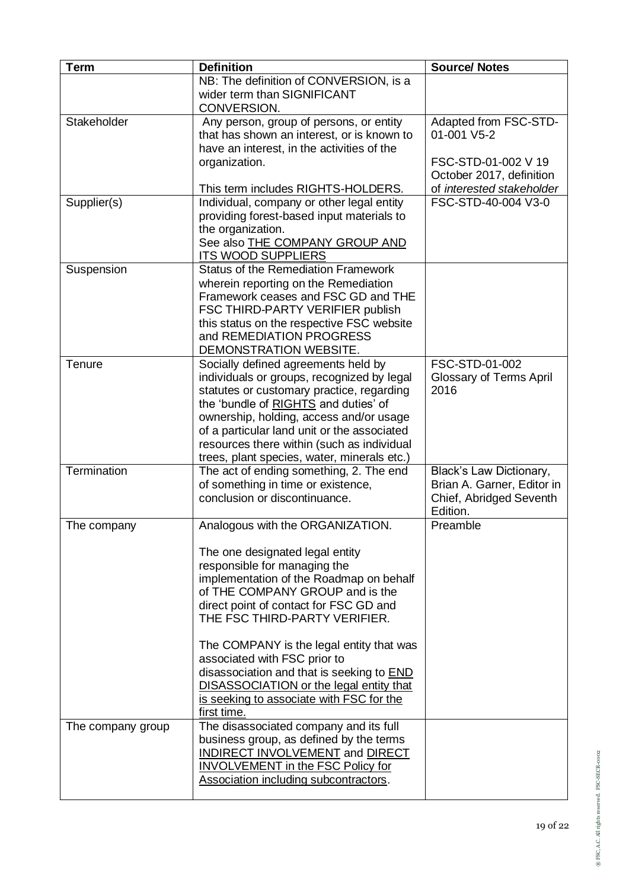| Term | Definition | Source/ Notes |
|---|---|---|
| | NB: The definition of CONVERSION, is a wider term than SIGNIFICANT CONVERSION. | |
| Stakeholder | Any person, group of persons, or entity that has shown an interest, or is known to have an interest, in the activities of the organization.<br><br>This term includes RIGHTS-HOLDERS. | Adapted from FSC-STD-01-001 V5-2<br><br>FSC-STD-01-002 V 19 October 2017, definition of *interested stakeholder* |
| Supplier(s) | Individual, company or other legal entity providing forest-based input materials to the organization.<br>See also THE COMPANY GROUP AND ITS WOOD SUPPLIERS | FSC-STD-40-004 V3-0 |
| Suspension | Status of the Remediation Framework wherein reporting on the Remediation Framework ceases and FSC GD and THE FSC THIRD-PARTY VERIFIER publish this status on the respective FSC website and REMEDIATION PROGRESS DEMONSTRATION WEBSITE. | |
| Tenure | Socially defined agreements held by individuals or groups, recognized by legal statutes or customary practice, regarding the 'bundle of RIGHTS and duties' of ownership, holding, access and/or usage of a particular land unit or the associated resources there within (such as individual trees, plant species, water, minerals etc.) | FSC-STD-01-002 Glossary of Terms April 2016 |
| Termination | The act of ending something, 2. The end of something in time or existence, conclusion or discontinuance. | Black's Law Dictionary, Brian A. Garner, Editor in Chief, Abridged Seventh Edition. |
| The company | Analogous with the ORGANIZATION.<br><br>The one designated legal entity responsible for managing the implementation of the Roadmap on behalf of THE COMPANY GROUP and is the direct point of contact for FSC GD and THE FSC THIRD-PARTY VERIFIER.<br><br>The COMPANY is the legal entity that was associated with FSC prior to disassociation and that is seeking to END DISASSOCIATION or the legal entity that is seeking to associate with FSC for the first time. | Preamble |
| The company group | The disassociated company and its full business group, as defined by the terms INDIRECT INVOLVEMENT and DIRECT INVOLVEMENT in the FSC Policy for Association including subcontractors. | |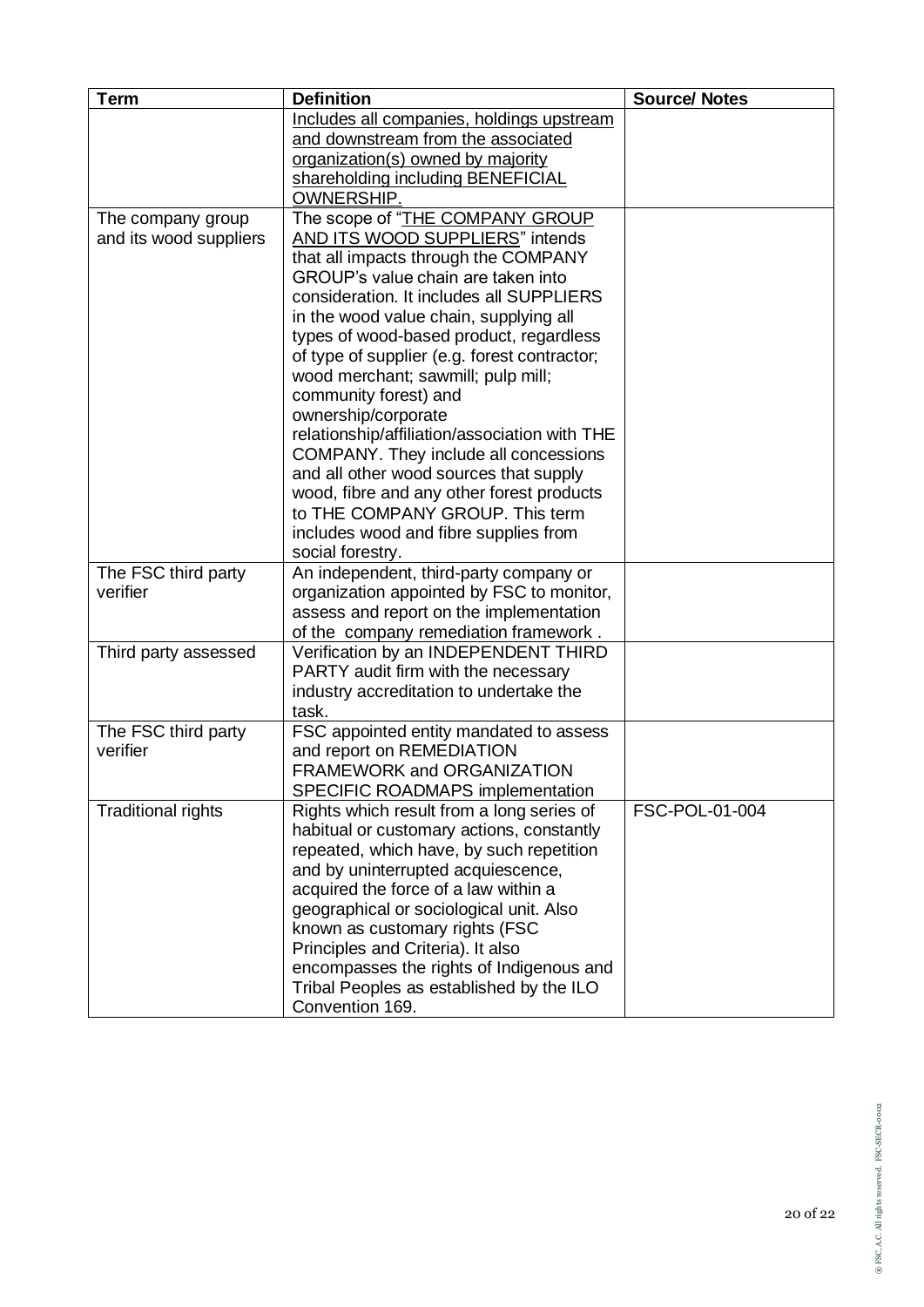| Term | Definition | Source/ Notes |
|---|---|---|
| | Includes all companies, holdings upstream and downstream from the associated organization(s) owned by majority shareholding including BENEFICIAL OWNERSHIP. | |
| The company group and its wood suppliers | The scope of "THE COMPANY GROUP AND ITS WOOD SUPPLIERS" intends that all impacts through the COMPANY GROUP's value chain are taken into consideration. It includes all SUPPLIERS in the wood value chain, supplying all types of wood-based product, regardless of type of supplier (e.g. forest contractor; wood merchant; sawmill; pulp mill; community forest) and ownership/corporate relationship/affiliation/association with THE COMPANY. They include all concessions and all other wood sources that supply wood, fibre and any other forest products to THE COMPANY GROUP. This term includes wood and fibre supplies from social forestry. | |
| The FSC third party verifier | An independent, third-party company or organization appointed by FSC to monitor, assess and report on the implementation of the company remediation framework . | |
| Third party assessed | Verification by an INDEPENDENT THIRD PARTY audit firm with the necessary industry accreditation to undertake the task. | |
| The FSC third party verifier | FSC appointed entity mandated to assess and report on REMEDIATION FRAMEWORK and ORGANIZATION SPECIFIC ROADMAPS implementation | |
| Traditional rights | Rights which result from a long series of habitual or customary actions, constantly repeated, which have, by such repetition and by uninterrupted acquiescence, acquired the force of a law within a geographical or sociological unit. Also known as customary rights (FSC Principles and Criteria). It also encompasses the rights of Indigenous and Tribal Peoples as established by the ILO Convention 169. | FSC-POL-01-004 |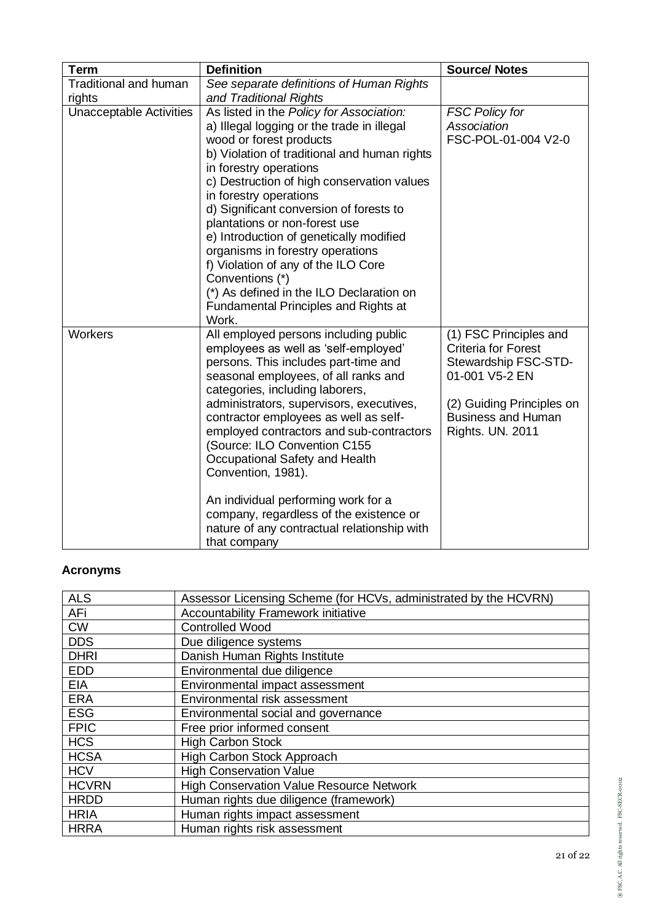| Term | Definition | Source/ Notes |
|---|---|---|
| Traditional and human rights | *See separate definitions of Human Rights and Traditional Rights* | |
| Unacceptable Activities | As listed in the *Policy for Association:*<br>a) Illegal logging or the trade in illegal wood or forest products<br>b) Violation of traditional and human rights in forestry operations<br>c) Destruction of high conservation values in forestry operations<br>d) Significant conversion of forests to plantations or non-forest use<br>e) Introduction of genetically modified organisms in forestry operations<br>f) Violation of any of the ILO Core Conventions (*)<br>(*) As defined in the ILO Declaration on Fundamental Principles and Rights at Work. | *FSC Policy for Association* FSC-POL-01-004 V2-0 |
| Workers | All employed persons including public employees as well as 'self-employed' persons. This includes part-time and seasonal employees, of all ranks and categories, including laborers, administrators, supervisors, executives, contractor employees as well as self-employed contractors and sub-contractors (Source: ILO Convention C155 Occupational Safety and Health Convention, 1981).<br><br>An individual performing work for a company, regardless of the existence or nature of any contractual relationship with that company | (1) FSC Principles and Criteria for Forest Stewardship FSC-STD-01-001 V5-2 EN<br><br>(2) Guiding Principles on Business and Human Rights. UN. 2011 |

**Acronyms**

| | |
|---|---|
| ALS | Assessor Licensing Scheme (for HCVs, administrated by the HCVRN) |
| AFi | Accountability Framework initiative |
| CW | Controlled Wood |
| DDS | Due diligence systems |
| DHRI | Danish Human Rights Institute |
| EDD | Environmental due diligence |
| EIA | Environmental impact assessment |
| ERA | Environmental risk assessment |
| ESG | Environmental social and governance |
| FPIC | Free prior informed consent |
| HCS | High Carbon Stock |
| HCSA | High Carbon Stock Approach |
| HCV | High Conservation Value |
| HCVRN | High Conservation Value Resource Network |
| HRDD | Human rights due diligence (framework) |
| HRIA | Human rights impact assessment |
| HRRA | Human rights risk assessment |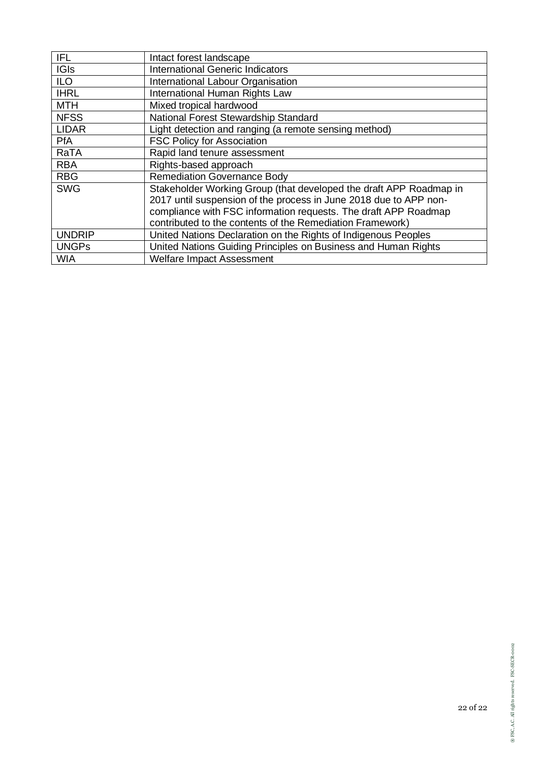| | |
|---|---|
| IFL | Intact forest landscape |
| IGIs | International Generic Indicators |
| ILO | International Labour Organisation |
| IHRL | International Human Rights Law |
| MTH | Mixed tropical hardwood |
| NFSS | National Forest Stewardship Standard |
| LIDAR | Light detection and ranging (a remote sensing method) |
| PfA | FSC Policy for Association |
| RaTA | Rapid land tenure assessment |
| RBA | Rights-based approach |
| RBG | Remediation Governance Body |
| SWG | Stakeholder Working Group (that developed the draft APP Roadmap in 2017 until suspension of the process in June 2018 due to APP non-compliance with FSC information requests. The draft APP Roadmap contributed to the contents of the Remediation Framework) |
| UNDRIP | United Nations Declaration on the Rights of Indigenous Peoples |
| UNGPs | United Nations Guiding Principles on Business and Human Rights |
| WIA | Welfare Impact Assessment |